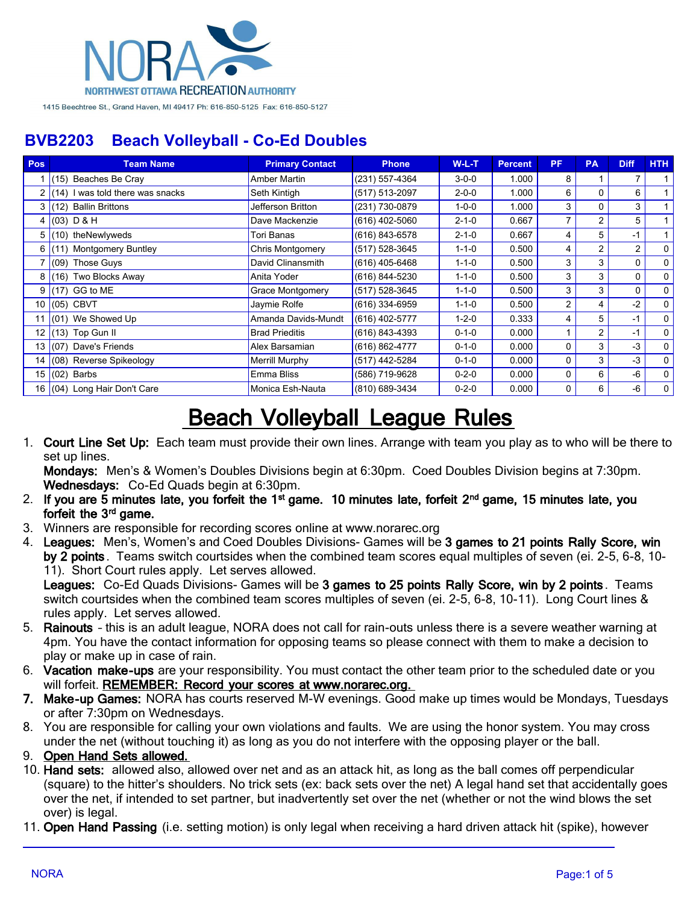NORA
NORTHWEST OTTAWA RECREATION AUTHORITY

1415 Beechtree St., Grand Haven, MI 49417 Ph: 616-850-5125 Fax: 616-850-5127

## BVB2203 Beach Volleyball - Co-Ed Doubles

| Pos | Team Name | Primary Contact | Phone | W-L-T | Percent | PF | PA | Diff | HTH |
|---|---|---|---|---|---|---|---|---|---|
| 1 | (15) Beaches Be Cray | Amber Martin | (231) 557-4364 | 3-0-0 | 1.000 | 8 | 1 | 7 | 1 |
| 2 | (14) I was told there was snacks | Seth Kintigh | (517) 513-2097 | 2-0-0 | 1.000 | 6 | 0 | 6 | 1 |
| 3 | (12) Ballin Brittons | Jefferson Britton | (231) 730-0879 | 1-0-0 | 1.000 | 3 | 0 | 3 | 1 |
| 4 | (03) D & H | Dave Mackenzie | (616) 402-5060 | 2-1-0 | 0.667 | 7 | 2 | 5 | 1 |
| 5 | (10) theNewlyweds | Tori Banas | (616) 843-6578 | 2-1-0 | 0.667 | 4 | 5 | -1 | 1 |
| 6 | (11) Montgomery Buntley | Chris Montgomery | (517) 528-3645 | 1-1-0 | 0.500 | 4 | 2 | 2 | 0 |
| 7 | (09) Those Guys | David Clinansmith | (616) 405-6468 | 1-1-0 | 0.500 | 3 | 3 | 0 | 0 |
| 8 | (16) Two Blocks Away | Anita Yoder | (616) 844-5230 | 1-1-0 | 0.500 | 3 | 3 | 0 | 0 |
| 9 | (17) GG to ME | Grace Montgomery | (517) 528-3645 | 1-1-0 | 0.500 | 3 | 3 | 0 | 0 |
| 10 | (05) CBVT | Jaymie Rolfe | (616) 334-6959 | 1-1-0 | 0.500 | 2 | 4 | -2 | 0 |
| 11 | (01) We Showed Up | Amanda Davids-Mundt | (616) 402-5777 | 1-2-0 | 0.333 | 4 | 5 | -1 | 0 |
| 12 | (13) Top Gun II | Brad Prieditis | (616) 843-4393 | 0-1-0 | 0.000 | 1 | 2 | -1 | 0 |
| 13 | (07) Dave's Friends | Alex Barsamian | (616) 862-4777 | 0-1-0 | 0.000 | 0 | 3 | -3 | 0 |
| 14 | (08) Reverse Spikeology | Merrill Murphy | (517) 442-5284 | 0-1-0 | 0.000 | 0 | 3 | -3 | 0 |
| 15 | (02) Barbs | Emma Bliss | (586) 719-9628 | 0-2-0 | 0.000 | 0 | 6 | -6 | 0 |
| 16 | (04) Long Hair Don't Care | Monica Esh-Nauta | (810) 689-3434 | 0-2-0 | 0.000 | 0 | 6 | -6 | 0 |

# Beach Volleyball League Rules

1. **Court Line Set Up:** Each team must provide their own lines. Arrange with team you play as to who will be there to set up lines.
   **Mondays:** Men's & Women's Doubles Divisions begin at 6:30pm. Coed Doubles Division begins at 7:30pm.
   **Wednesdays:** Co-Ed Quads begin at 6:30pm.
2. **If you are 5 minutes late, you forfeit the 1st game. 10 minutes late, forfeit 2nd game, 15 minutes late, you forfeit the 3rd game.**
3. Winners are responsible for recording scores online at www.norarec.org
4. **Leagues:** Men's, Women's and Coed Doubles Divisions- Games will be **3 games to 21 points Rally Score, win by 2 points**. Teams switch courtsides when the combined team scores equal multiples of seven (ei. 2-5, 6-8, 10-11). Short Court rules apply. Let serves allowed.
   **Leagues:** Co-Ed Quads Divisions- Games will be **3 games to 25 points Rally Score, win by 2 points**. Teams switch courtsides when the combined team scores multiples of seven (ei. 2-5, 6-8, 10-11). Long Court lines & rules apply. Let serves allowed.
5. **Rainouts** - this is an adult league, NORA does not call for rain-outs unless there is a severe weather warning at 4pm. You have the contact information for opposing teams so please connect with them to make a decision to play or make up in case of rain.
6. **Vacation make-ups** are your responsibility. You must contact the other team prior to the scheduled date or you will forfeit. **REMEMBER: Record your scores at www.norarec.org.**
7. **Make-up Games:** NORA has courts reserved M-W evenings. Good make up times would be Mondays, Tuesdays or after 7:30pm on Wednesdays.
8. You are responsible for calling your own violations and faults. We are using the honor system. You may cross under the net (without touching it) as long as you do not interfere with the opposing player or the ball.
9. **Open Hand Sets allowed.**
10. **Hand sets:** allowed also, allowed over net and as an attack hit, as long as the ball comes off perpendicular (square) to the hitter's shoulders. No trick sets (ex: back sets over the net) A legal hand set that accidentally goes over the net, if intended to set partner, but inadvertently set over the net (whether or not the wind blows the set over) is legal.
11. **Open Hand Passing** (i.e. setting motion) is only legal when receiving a hard driven attack hit (spike), however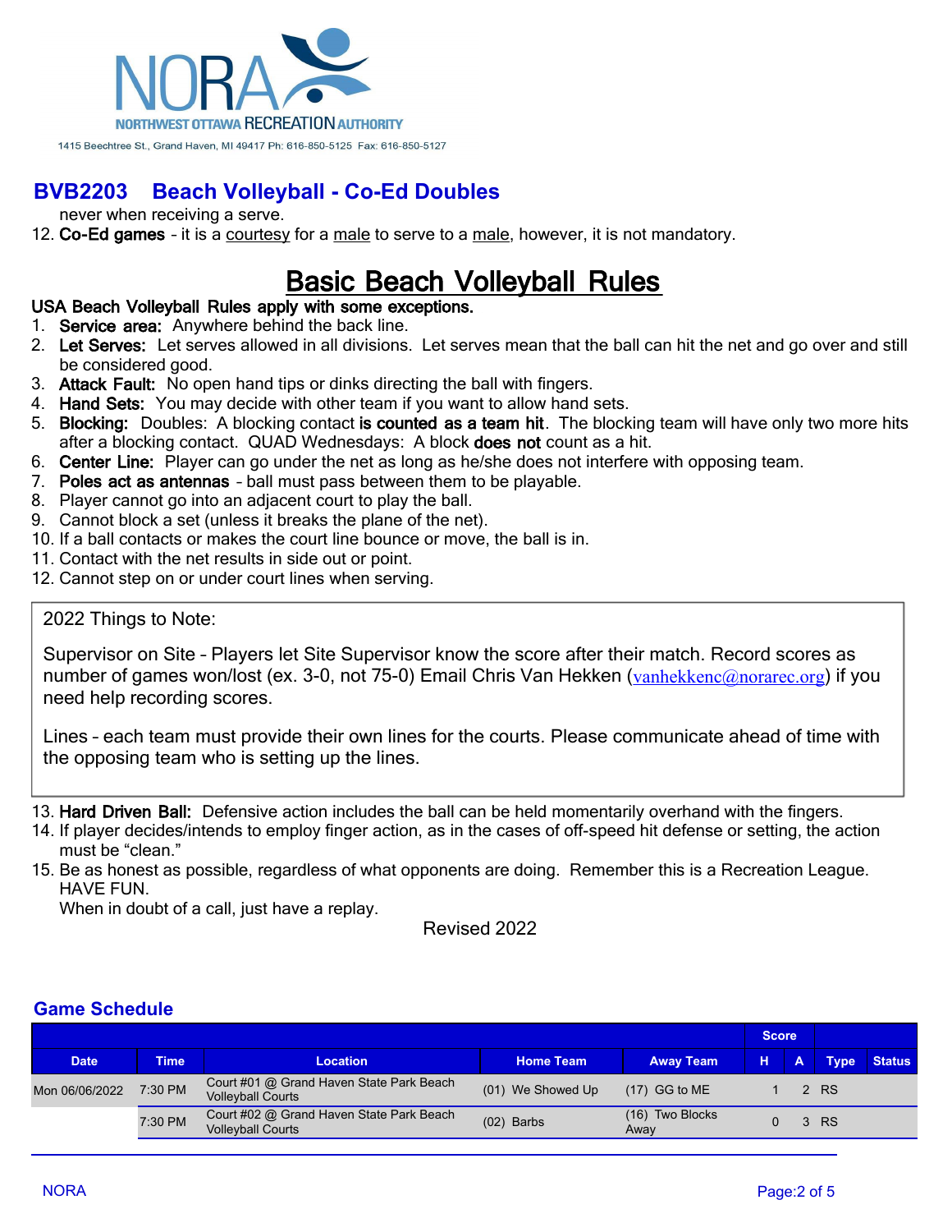NORA

NORTHWEST OTTAWA RECREATION AUTHORITY

1415 Beechtree St., Grand Haven, MI 49417 Ph: 616-850-5125 Fax: 616-850-5127

## BVB2203 Beach Volleyball - Co-Ed Doubles

never when receiving a serve.

12. **Co-Ed games** - it is a courtesy for a male to serve to a male, however, it is not mandatory.

# Basic Beach Volleyball Rules

**USA Beach Volleyball Rules apply with some exceptions.**

1. **Service area:** Anywhere behind the back line.
2. **Let Serves:** Let serves allowed in all divisions. Let serves mean that the ball can hit the net and go over and still be considered good.
3. **Attack Fault:** No open hand tips or dinks directing the ball with fingers.
4. **Hand Sets:** You may decide with other team if you want to allow hand sets.
5. **Blocking:** Doubles: A blocking contact **is counted as a team hit**. The blocking team will have only two more hits after a blocking contact. QUAD Wednesdays: A block **does not** count as a hit.
6. **Center Line:** Player can go under the net as long as he/she does not interfere with opposing team.
7. **Poles act as antennas** - ball must pass between them to be playable.
8. Player cannot go into an adjacent court to play the ball.
9. Cannot block a set (unless it breaks the plane of the net).
10. If a ball contacts or makes the court line bounce or move, the ball is in.
11. Contact with the net results in side out or point.
12. Cannot step on or under court lines when serving.

2022 Things to Note:

Supervisor on Site - Players let Site Supervisor know the score after their match. Record scores as number of games won/lost (ex. 3-0, not 75-0) Email Chris Van Hekken (vanhekkenc@norarec.org) if you need help recording scores.

Lines - each team must provide their own lines for the courts. Please communicate ahead of time with the opposing team who is setting up the lines.

13. **Hard Driven Ball:** Defensive action includes the ball can be held momentarily overhand with the fingers.
14. If player decides/intends to employ finger action, as in the cases of off-speed hit defense or setting, the action must be "clean."
15. Be as honest as possible, regardless of what opponents are doing. Remember this is a Recreation League. HAVE FUN.
    When in doubt of a call, just have a replay.

Revised 2022

## Game Schedule

| Date | Time | Location | Home Team | Away Team | Score H | Score A | Type | Status |
|---|---|---|---|---|---|---|---|---|
| Mon 06/06/2022 | 7:30 PM | Court #01 @ Grand Haven State Park Beach Volleyball Courts | (01) We Showed Up | (17) GG to ME | 1 | 2 | RS | |
| | 7:30 PM | Court #02 @ Grand Haven State Park Beach Volleyball Courts | (02) Barbs | (16) Two Blocks Away | 0 | 3 | RS | |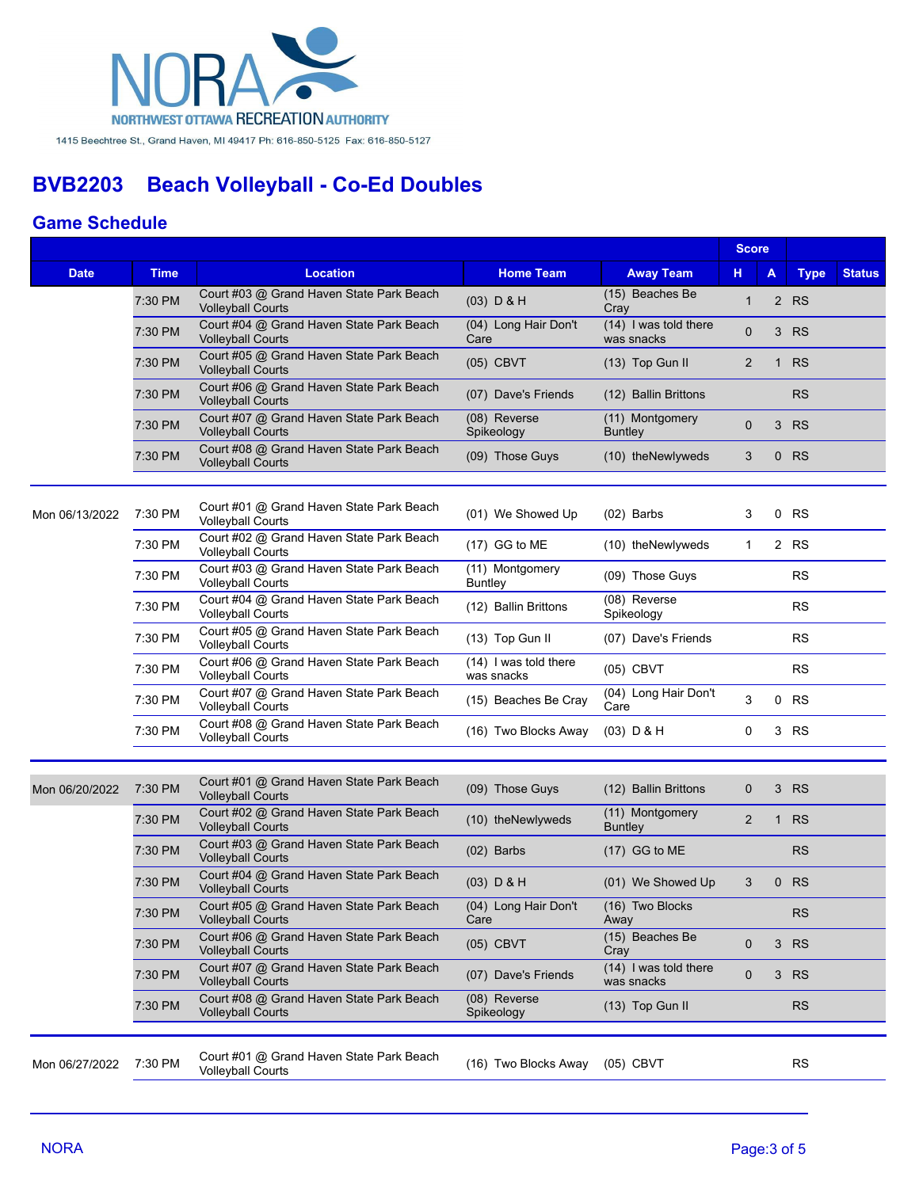NORA NORTHWEST OTTAWA RECREATION AUTHORITY

1415 Beechtree St., Grand Haven, MI 49417 Ph: 616-850-5125 Fax: 616-850-5127

# BVB2203 Beach Volleyball - Co-Ed Doubles

## Game Schedule

| Date | Time | Location | Home Team | Away Team | Score H | Score A | Type | Status |
|---|---|---|---|---|---|---|---|---|
| | 7:30 PM | Court #03 @ Grand Haven State Park Beach Volleyball Courts | (03) D & H | (15) Beaches Be Cray | 1 | 2 | RS | |
| | 7:30 PM | Court #04 @ Grand Haven State Park Beach Volleyball Courts | (04) Long Hair Don't Care | (14) I was told there was snacks | 0 | 3 | RS | |
| | 7:30 PM | Court #05 @ Grand Haven State Park Beach Volleyball Courts | (05) CBVT | (13) Top Gun II | 2 | 1 | RS | |
| | 7:30 PM | Court #06 @ Grand Haven State Park Beach Volleyball Courts | (07) Dave's Friends | (12) Ballin Brittons | | | RS | |
| | 7:30 PM | Court #07 @ Grand Haven State Park Beach Volleyball Courts | (08) Reverse Spikeology | (11) Montgomery Buntley | 0 | 3 | RS | |
| | 7:30 PM | Court #08 @ Grand Haven State Park Beach Volleyball Courts | (09) Those Guys | (10) theNewlyweds | 3 | 0 | RS | |
| Mon 06/13/2022 | 7:30 PM | Court #01 @ Grand Haven State Park Beach Volleyball Courts | (01) We Showed Up | (02) Barbs | 3 | 0 | RS | |
| | 7:30 PM | Court #02 @ Grand Haven State Park Beach Volleyball Courts | (17) GG to ME | (10) theNewlyweds | 1 | 2 | RS | |
| | 7:30 PM | Court #03 @ Grand Haven State Park Beach Volleyball Courts | (11) Montgomery Buntley | (09) Those Guys | | | RS | |
| | 7:30 PM | Court #04 @ Grand Haven State Park Beach Volleyball Courts | (12) Ballin Brittons | (08) Reverse Spikeology | | | RS | |
| | 7:30 PM | Court #05 @ Grand Haven State Park Beach Volleyball Courts | (13) Top Gun II | (07) Dave's Friends | | | RS | |
| | 7:30 PM | Court #06 @ Grand Haven State Park Beach Volleyball Courts | (14) I was told there was snacks | (05) CBVT | | | RS | |
| | 7:30 PM | Court #07 @ Grand Haven State Park Beach Volleyball Courts | (15) Beaches Be Cray | (04) Long Hair Don't Care | 3 | 0 | RS | |
| | 7:30 PM | Court #08 @ Grand Haven State Park Beach Volleyball Courts | (16) Two Blocks Away | (03) D & H | 0 | 3 | RS | |
| Mon 06/20/2022 | 7:30 PM | Court #01 @ Grand Haven State Park Beach Volleyball Courts | (09) Those Guys | (12) Ballin Brittons | 0 | 3 | RS | |
| | 7:30 PM | Court #02 @ Grand Haven State Park Beach Volleyball Courts | (10) theNewlyweds | (11) Montgomery Buntley | 2 | 1 | RS | |
| | 7:30 PM | Court #03 @ Grand Haven State Park Beach Volleyball Courts | (02) Barbs | (17) GG to ME | | | RS | |
| | 7:30 PM | Court #04 @ Grand Haven State Park Beach Volleyball Courts | (03) D & H | (01) We Showed Up | 3 | 0 | RS | |
| | 7:30 PM | Court #05 @ Grand Haven State Park Beach Volleyball Courts | (04) Long Hair Don't Care | (16) Two Blocks Away | | | RS | |
| | 7:30 PM | Court #06 @ Grand Haven State Park Beach Volleyball Courts | (05) CBVT | (15) Beaches Be Cray | 0 | 3 | RS | |
| | 7:30 PM | Court #07 @ Grand Haven State Park Beach Volleyball Courts | (07) Dave's Friends | (14) I was told there was snacks | 0 | 3 | RS | |
| | 7:30 PM | Court #08 @ Grand Haven State Park Beach Volleyball Courts | (08) Reverse Spikeology | (13) Top Gun II | | | RS | |
| Mon 06/27/2022 | 7:30 PM | Court #01 @ Grand Haven State Park Beach Volleyball Courts | (16) Two Blocks Away | (05) CBVT | | | RS | |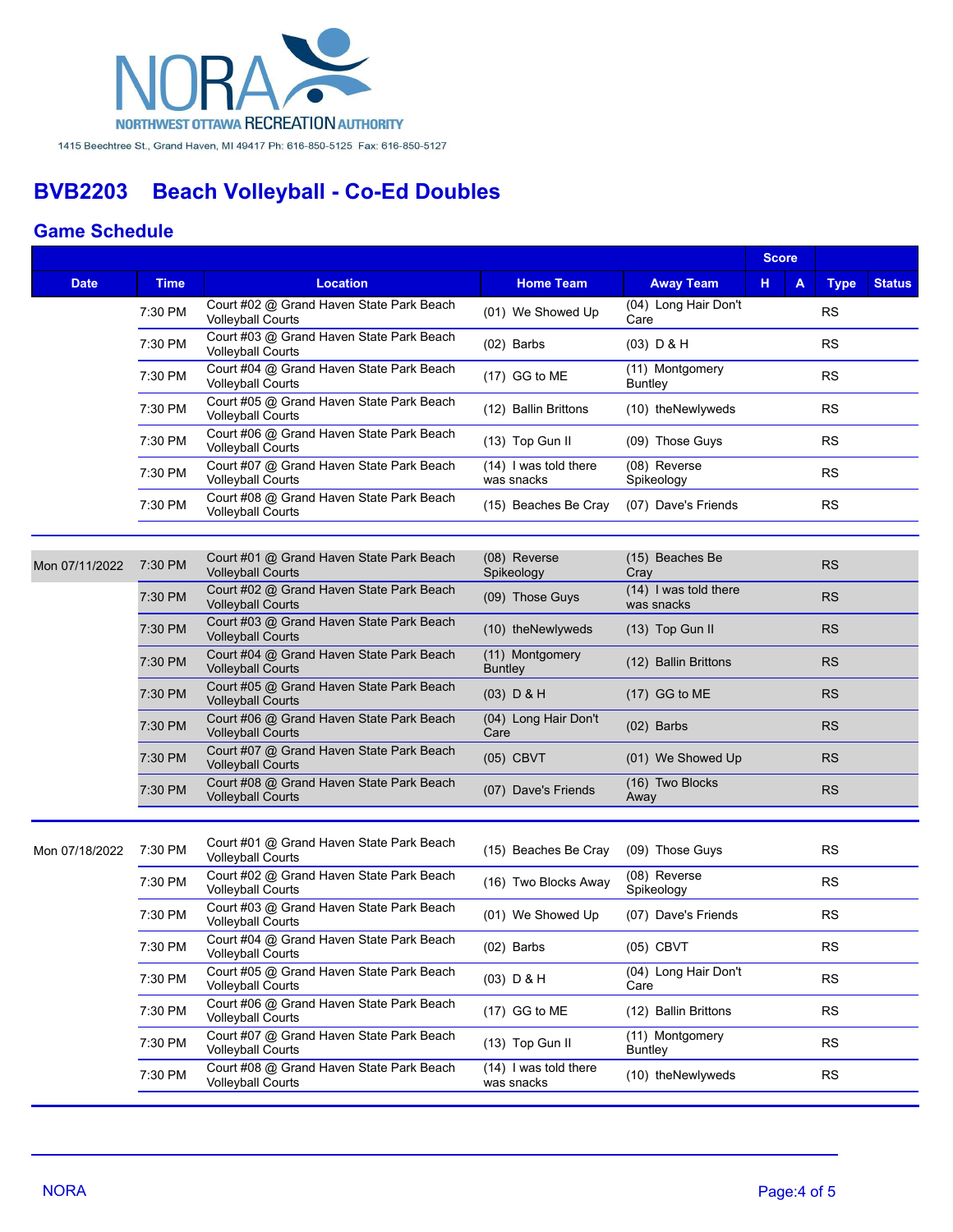NORA
NORTHWEST OTTAWA RECREATION AUTHORITY

1415 Beechtree St., Grand Haven, MI 49417 Ph: 616-850-5125 Fax: 616-850-5127

## BVB2203 Beach Volleyball - Co-Ed Doubles

### Game Schedule

| Date | Time | Location | Home Team | Away Team | Score H | Score A | Type | Status |
|---|---|---|---|---|---|---|---|---|
| | 7:30 PM | Court #02 @ Grand Haven State Park Beach Volleyball Courts | (01) We Showed Up | (04) Long Hair Don't Care | | | RS | |
| | 7:30 PM | Court #03 @ Grand Haven State Park Beach Volleyball Courts | (02) Barbs | (03) D & H | | | RS | |
| | 7:30 PM | Court #04 @ Grand Haven State Park Beach Volleyball Courts | (17) GG to ME | (11) Montgomery Buntley | | | RS | |
| | 7:30 PM | Court #05 @ Grand Haven State Park Beach Volleyball Courts | (12) Ballin Brittons | (10) theNewlyweds | | | RS | |
| | 7:30 PM | Court #06 @ Grand Haven State Park Beach Volleyball Courts | (13) Top Gun II | (09) Those Guys | | | RS | |
| | 7:30 PM | Court #07 @ Grand Haven State Park Beach Volleyball Courts | (14) I was told there was snacks | (08) Reverse Spikeology | | | RS | |
| | 7:30 PM | Court #08 @ Grand Haven State Park Beach Volleyball Courts | (15) Beaches Be Cray | (07) Dave's Friends | | | RS | |
| Mon 07/11/2022 | 7:30 PM | Court #01 @ Grand Haven State Park Beach Volleyball Courts | (08) Reverse Spikeology | (15) Beaches Be Cray | | | RS | |
| | 7:30 PM | Court #02 @ Grand Haven State Park Beach Volleyball Courts | (09) Those Guys | (14) I was told there was snacks | | | RS | |
| | 7:30 PM | Court #03 @ Grand Haven State Park Beach Volleyball Courts | (10) theNewlyweds | (13) Top Gun II | | | RS | |
| | 7:30 PM | Court #04 @ Grand Haven State Park Beach Volleyball Courts | (11) Montgomery Buntley | (12) Ballin Brittons | | | RS | |
| | 7:30 PM | Court #05 @ Grand Haven State Park Beach Volleyball Courts | (03) D & H | (17) GG to ME | | | RS | |
| | 7:30 PM | Court #06 @ Grand Haven State Park Beach Volleyball Courts | (04) Long Hair Don't Care | (02) Barbs | | | RS | |
| | 7:30 PM | Court #07 @ Grand Haven State Park Beach Volleyball Courts | (05) CBVT | (01) We Showed Up | | | RS | |
| | 7:30 PM | Court #08 @ Grand Haven State Park Beach Volleyball Courts | (07) Dave's Friends | (16) Two Blocks Away | | | RS | |
| Mon 07/18/2022 | 7:30 PM | Court #01 @ Grand Haven State Park Beach Volleyball Courts | (15) Beaches Be Cray | (09) Those Guys | | | RS | |
| | 7:30 PM | Court #02 @ Grand Haven State Park Beach Volleyball Courts | (16) Two Blocks Away | (08) Reverse Spikeology | | | RS | |
| | 7:30 PM | Court #03 @ Grand Haven State Park Beach Volleyball Courts | (01) We Showed Up | (07) Dave's Friends | | | RS | |
| | 7:30 PM | Court #04 @ Grand Haven State Park Beach Volleyball Courts | (02) Barbs | (05) CBVT | | | RS | |
| | 7:30 PM | Court #05 @ Grand Haven State Park Beach Volleyball Courts | (03) D & H | (04) Long Hair Don't Care | | | RS | |
| | 7:30 PM | Court #06 @ Grand Haven State Park Beach Volleyball Courts | (17) GG to ME | (12) Ballin Brittons | | | RS | |
| | 7:30 PM | Court #07 @ Grand Haven State Park Beach Volleyball Courts | (13) Top Gun II | (11) Montgomery Buntley | | | RS | |
| | 7:30 PM | Court #08 @ Grand Haven State Park Beach Volleyball Courts | (14) I was told there was snacks | (10) theNewlyweds | | | RS | |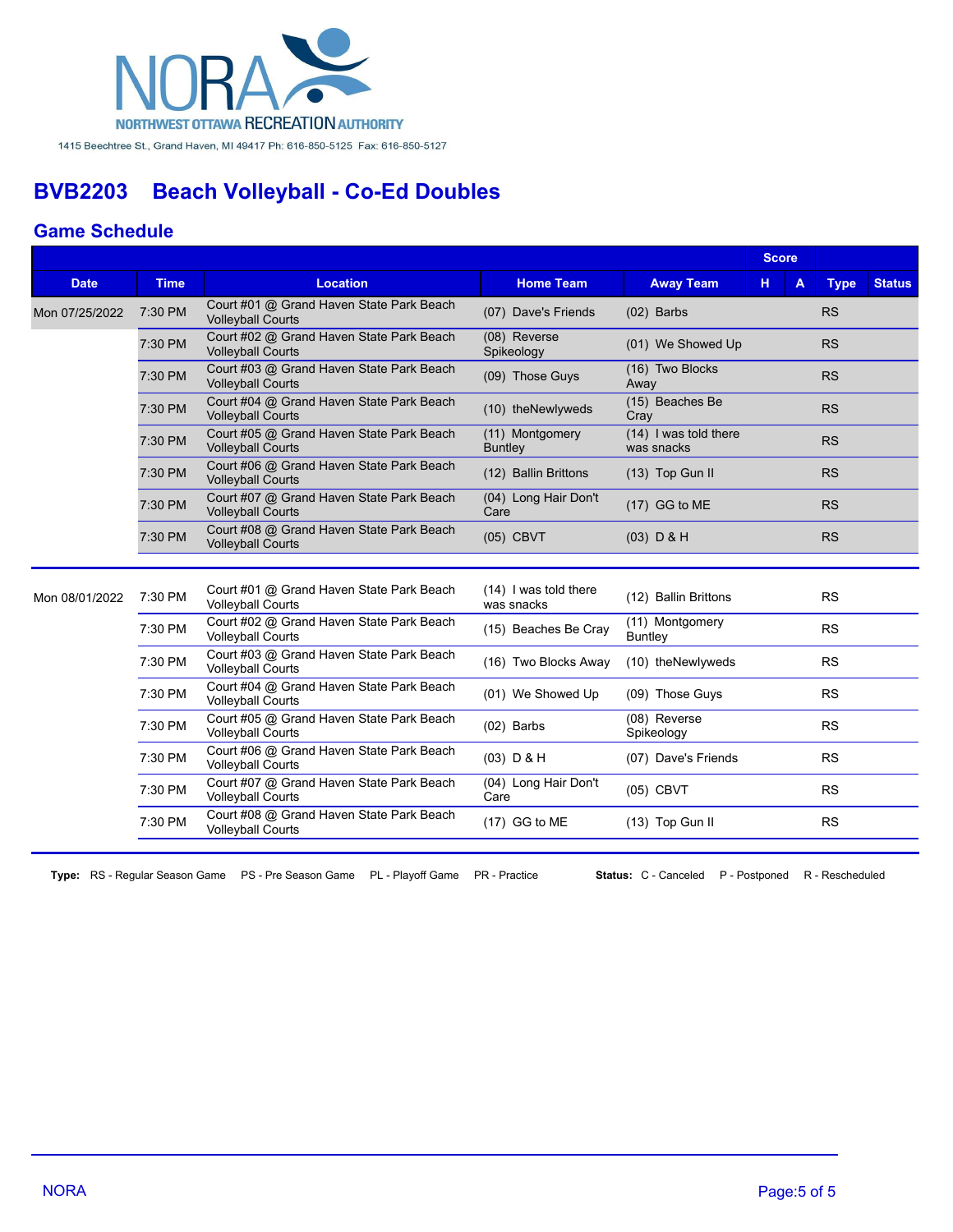NORA
NORTHWEST OTTAWA RECREATION AUTHORITY
1415 Beechtree St., Grand Haven, MI 49417 Ph: 616-850-5125 Fax: 616-850-5127

# BVB2203 Beach Volleyball - Co-Ed Doubles

## Game Schedule

| Date | Time | Location | Home Team | Away Team | Score H | Score A | Type | Status |
|---|---|---|---|---|---|---|---|---|
| Mon 07/25/2022 | 7:30 PM | Court #01 @ Grand Haven State Park Beach Volleyball Courts | (07) Dave's Friends | (02) Barbs | | | RS | |
| | 7:30 PM | Court #02 @ Grand Haven State Park Beach Volleyball Courts | (08) Reverse Spikeology | (01) We Showed Up | | | RS | |
| | 7:30 PM | Court #03 @ Grand Haven State Park Beach Volleyball Courts | (09) Those Guys | (16) Two Blocks Away | | | RS | |
| | 7:30 PM | Court #04 @ Grand Haven State Park Beach Volleyball Courts | (10) theNewlyweds | (15) Beaches Be Cray | | | RS | |
| | 7:30 PM | Court #05 @ Grand Haven State Park Beach Volleyball Courts | (11) Montgomery Buntley | (14) I was told there was snacks | | | RS | |
| | 7:30 PM | Court #06 @ Grand Haven State Park Beach Volleyball Courts | (12) Ballin Brittons | (13) Top Gun II | | | RS | |
| | 7:30 PM | Court #07 @ Grand Haven State Park Beach Volleyball Courts | (04) Long Hair Don't Care | (17) GG to ME | | | RS | |
| | 7:30 PM | Court #08 @ Grand Haven State Park Beach Volleyball Courts | (05) CBVT | (03) D & H | | | RS | |
| Mon 08/01/2022 | 7:30 PM | Court #01 @ Grand Haven State Park Beach Volleyball Courts | (14) I was told there was snacks | (12) Ballin Brittons | | | RS | |
| | 7:30 PM | Court #02 @ Grand Haven State Park Beach Volleyball Courts | (15) Beaches Be Cray | (11) Montgomery Buntley | | | RS | |
| | 7:30 PM | Court #03 @ Grand Haven State Park Beach Volleyball Courts | (16) Two Blocks Away | (10) theNewlyweds | | | RS | |
| | 7:30 PM | Court #04 @ Grand Haven State Park Beach Volleyball Courts | (01) We Showed Up | (09) Those Guys | | | RS | |
| | 7:30 PM | Court #05 @ Grand Haven State Park Beach Volleyball Courts | (02) Barbs | (08) Reverse Spikeology | | | RS | |
| | 7:30 PM | Court #06 @ Grand Haven State Park Beach Volleyball Courts | (03) D & H | (07) Dave's Friends | | | RS | |
| | 7:30 PM | Court #07 @ Grand Haven State Park Beach Volleyball Courts | (04) Long Hair Don't Care | (05) CBVT | | | RS | |
| | 7:30 PM | Court #08 @ Grand Haven State Park Beach Volleyball Courts | (17) GG to ME | (13) Top Gun II | | | RS | |

**Type:** RS - Regular Season Game PS - Pre Season Game PL - Playoff Game PR - Practice **Status:** C - Canceled P - Postponed R - Rescheduled